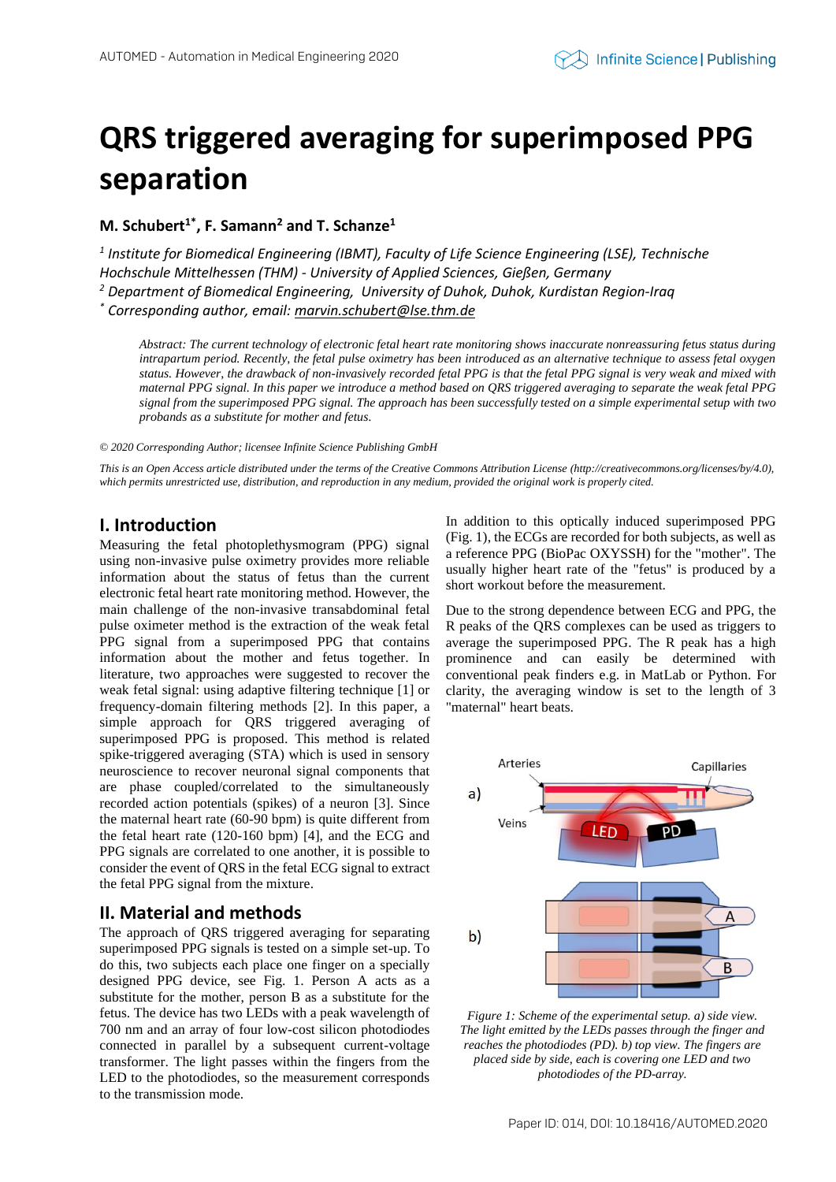# QRS triggered averaging for superimposed PPG separation

**M. Schubert[1*], F. Samann[2] and T. Schanze[1]**

*[1] Institute for Biomedical Engineering (IBMT), Faculty of Life Science Engineering (LSE), Technische Hochschule Mittelhessen (THM) - University of Applied Sciences, Gießen, Germany*
*[2] Department of Biomedical Engineering, University of Duhok, Duhok, Kurdistan Region-Iraq*
*[*] Corresponding author, email: marvin.schubert@lse.thm.de*

*Abstract: The current technology of electronic fetal heart rate monitoring shows inaccurate nonreassuring fetus status during intrapartum period. Recently, the fetal pulse oximetry has been introduced as an alternative technique to assess fetal oxygen status. However, the drawback of non-invasively recorded fetal PPG is that the fetal PPG signal is very weak and mixed with maternal PPG signal. In this paper we introduce a method based on QRS triggered averaging to separate the weak fetal PPG signal from the superimposed PPG signal. The approach has been successfully tested on a simple experimental setup with two probands as a substitute for mother and fetus.*

*© 2020 Corresponding Author; licensee Infinite Science Publishing GmbH*

*This is an Open Access article distributed under the terms of the Creative Commons Attribution License (http://creativecommons.org/licenses/by/4.0), which permits unrestricted use, distribution, and reproduction in any medium, provided the original work is properly cited.*

## I. Introduction

Measuring the fetal photoplethysmogram (PPG) signal using non-invasive pulse oximetry provides more reliable information about the status of fetus than the current electronic fetal heart rate monitoring method. However, the main challenge of the non-invasive transabdominal fetal pulse oximeter method is the extraction of the weak fetal PPG signal from a superimposed PPG that contains information about the mother and fetus together. In literature, two approaches were suggested to recover the weak fetal signal: using adaptive filtering technique [1] or frequency-domain filtering methods [2]. In this paper, a simple approach for QRS triggered averaging of superimposed PPG is proposed. This method is related spike-triggered averaging (STA) which is used in sensory neuroscience to recover neuronal signal components that are phase coupled/correlated to the simultaneously recorded action potentials (spikes) of a neuron [3]. Since the maternal heart rate (60-90 bpm) is quite different from the fetal heart rate (120-160 bpm) [4], and the ECG and PPG signals are correlated to one another, it is possible to consider the event of QRS in the fetal ECG signal to extract the fetal PPG signal from the mixture.

## II. Material and methods

The approach of QRS triggered averaging for separating superimposed PPG signals is tested on a simple set-up. To do this, two subjects each place one finger on a specially designed PPG device, see Fig. 1. Person A acts as a substitute for the mother, person B as a substitute for the fetus. The device has two LEDs with a peak wavelength of 700 nm and an array of four low-cost silicon photodiodes connected in parallel by a subsequent current-voltage transformer. The light passes within the fingers from the LED to the photodiodes, so the measurement corresponds to the transmission mode.

In addition to this optically induced superimposed PPG (Fig. 1), the ECGs are recorded for both subjects, as well as a reference PPG (BioPac OXYSSH) for the "mother". The usually higher heart rate of the "fetus" is produced by a short workout before the measurement.

Due to the strong dependence between ECG and PPG, the R peaks of the QRS complexes can be used as triggers to average the superimposed PPG. The R peak has a high prominence and can easily be determined with conventional peak finders e.g. in MatLab or Python. For clarity, the averaging window is set to the length of 3 "maternal" heart beats.

*Figure 1: Scheme of the experimental setup. a) side view. The light emitted by the LEDs passes through the finger and reaches the photodiodes (PD). b) top view. The fingers are placed side by side, each is covering one LED and two photodiodes of the PD-array.*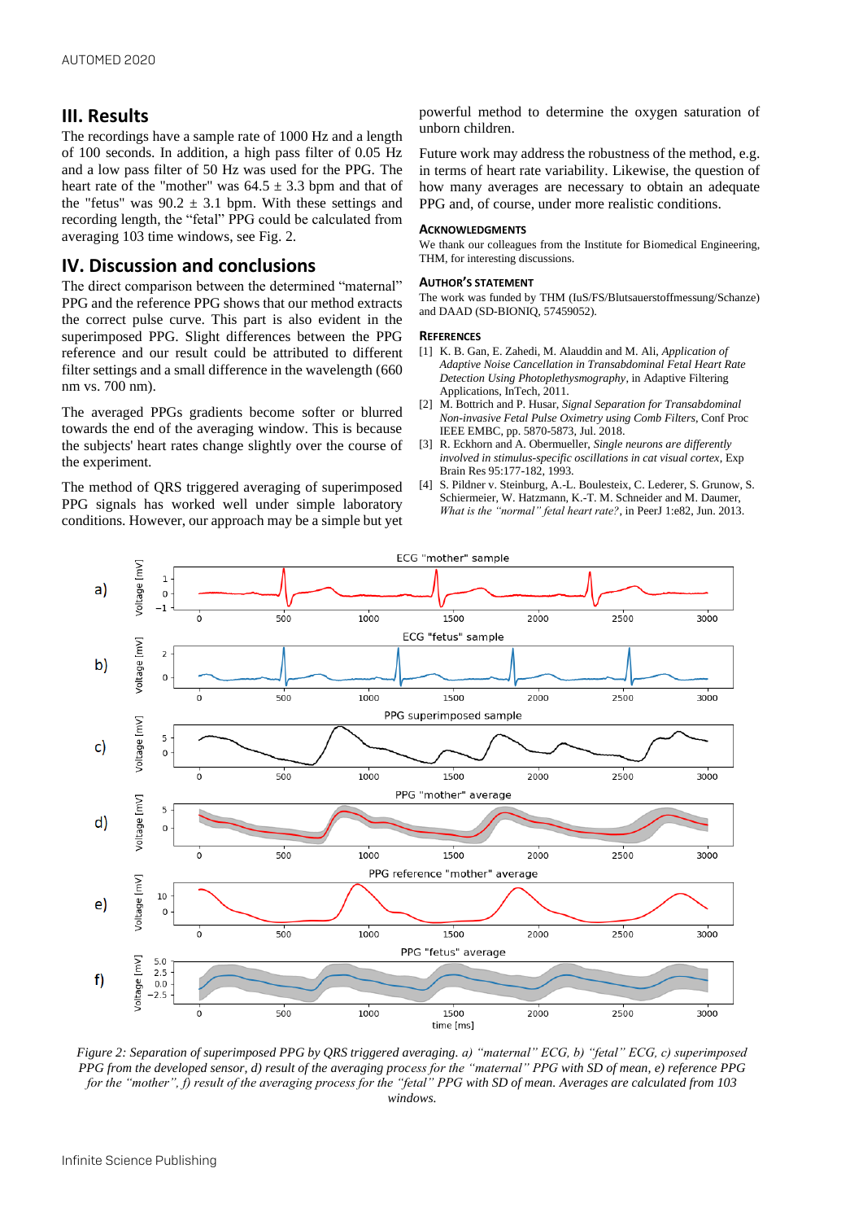## III. Results

The recordings have a sample rate of 1000 Hz and a length of 100 seconds. In addition, a high pass filter of 0.05 Hz and a low pass filter of 50 Hz was used for the PPG. The heart rate of the "mother" was 64.5 ± 3.3 bpm and that of the "fetus" was 90.2 ± 3.1 bpm. With these settings and recording length, the "fetal" PPG could be calculated from averaging 103 time windows, see Fig. 2.

## IV. Discussion and conclusions

The direct comparison between the determined "maternal" PPG and the reference PPG shows that our method extracts the correct pulse curve. This part is also evident in the superimposed PPG. Slight differences between the PPG reference and our result could be attributed to different filter settings and a small difference in the wavelength (660 nm vs. 700 nm).

The averaged PPGs gradients become softer or blurred towards the end of the averaging window. This is because the subjects' heart rates change slightly over the course of the experiment.

The method of QRS triggered averaging of superimposed PPG signals has worked well under simple laboratory conditions. However, our approach may be a simple but yet powerful method to determine the oxygen saturation of unborn children.

Future work may address the robustness of the method, e.g. in terms of heart rate variability. Likewise, the question of how many averages are necessary to obtain an adequate PPG and, of course, under more realistic conditions.

### Acknowledgments

We thank our colleagues from the Institute for Biomedical Engineering, THM, for interesting discussions.

### Author's statement

The work was funded by THM (IuS/FS/Blutsauerstoffmessung/Schanze) and DAAD (SD-BIONIQ, 57459052).

### References

[1] K. B. Gan, E. Zahedi, M. Alauddin and M. Ali, *Application of Adaptive Noise Cancellation in Transabdominal Fetal Heart Rate Detection Using Photoplethysmography*, in Adaptive Filtering Applications, InTech, 2011.

[2] M. Bottrich and P. Husar, *Signal Separation for Transabdominal Non-invasive Fetal Pulse Oximetry using Comb Filters*, Conf Proc IEEE EMBC, pp. 5870-5873, Jul. 2018.

[3] R. Eckhorn and A. Obermueller, *Single neurons are differently involved in stimulus-specific oscillations in cat visual cortex*, Exp Brain Res 95:177-182, 1993.

[4] S. Pildner v. Steinburg, A.-L. Boulesteix, C. Lederer, S. Grunow, S. Schiermeier, W. Hatzmann, K.-T. M. Schneider and M. Daumer, *What is the "normal" fetal heart rate?*, in PeerJ 1:e82, Jun. 2013.

a) ECG "mother" sample
b) ECG "fetus" sample
c) PPG superimposed sample
d) PPG "mother" average
e) PPG reference "mother" average
f) PPG "fetus" average

Voltage [mV]
time [ms]

*Figure 2: Separation of superimposed PPG by QRS triggered averaging. a) "maternal" ECG, b) "fetal" ECG, c) superimposed PPG from the developed sensor, d) result of the averaging process for the "maternal" PPG with SD of mean, e) reference PPG for the "mother", f) result of the averaging process for the "fetal" PPG with SD of mean. Averages are calculated from 103 windows.*